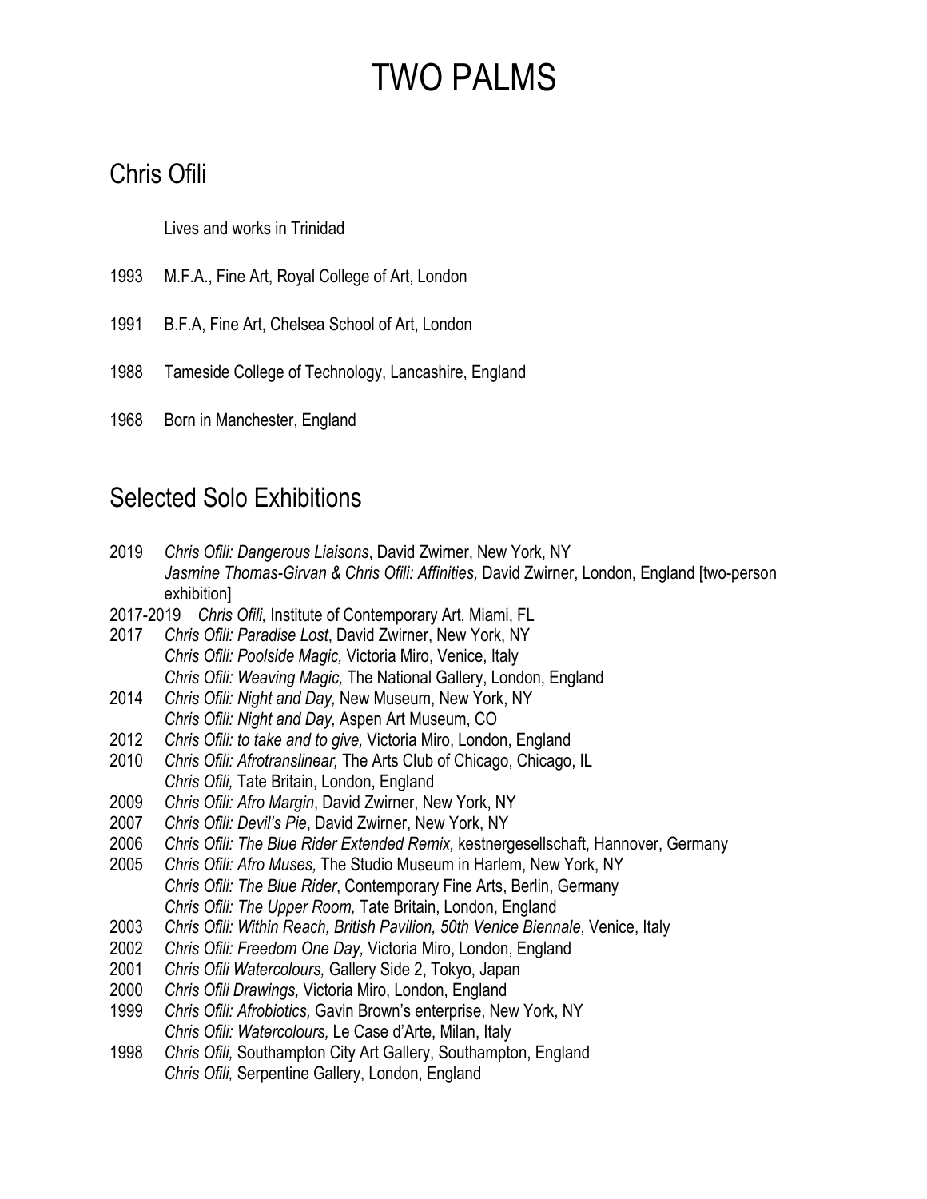# TWO PALMS

## Chris Ofili

Lives and works in Trinidad

1993 M.F.A., Fine Art, Royal College of Art, London

1991 B.F.A, Fine Art, Chelsea School of Art, London

1988 Tameside College of Technology, Lancashire, England

1968 Born in Manchester, England

## Selected Solo Exhibitions

2019 *Chris Ofili: Dangerous Liaisons*, David Zwirner, New York, NY
*Jasmine Thomas-Girvan & Chris Ofili: Affinities,* David Zwirner, London, England [two-person exhibition]

2017-2019 *Chris Ofili,* Institute of Contemporary Art, Miami, FL

2017 *Chris Ofili: Paradise Lost*, David Zwirner, New York, NY
*Chris Ofili: Poolside Magic,* Victoria Miro, Venice, Italy
*Chris Ofili: Weaving Magic,* The National Gallery, London, England

2014 *Chris Ofili: Night and Day,* New Museum, New York, NY
*Chris Ofili: Night and Day,* Aspen Art Museum, CO

2012 *Chris Ofili: to take and to give,* Victoria Miro, London, England

2010 *Chris Ofili: Afrotranslinear,* The Arts Club of Chicago, Chicago, IL
*Chris Ofili,* Tate Britain, London, England

2009 *Chris Ofili: Afro Margin*, David Zwirner, New York, NY

2007 *Chris Ofili: Devil's Pie*, David Zwirner, New York, NY

2006 *Chris Ofili: The Blue Rider Extended Remix,* kestnergesellschaft, Hannover, Germany

2005 *Chris Ofili: Afro Muses,* The Studio Museum in Harlem, New York, NY
*Chris Ofili: The Blue Rider*, Contemporary Fine Arts, Berlin, Germany
*Chris Ofili: The Upper Room,* Tate Britain, London, England

2003 *Chris Ofili: Within Reach, British Pavilion, 50th Venice Biennale*, Venice, Italy

2002 *Chris Ofili: Freedom One Day,* Victoria Miro, London, England

2001 *Chris Ofili Watercolours,* Gallery Side 2, Tokyo, Japan

2000 *Chris Ofili Drawings,* Victoria Miro, London, England

1999 *Chris Ofili: Afrobiotics,* Gavin Brown's enterprise, New York, NY
*Chris Ofili: Watercolours,* Le Case d'Arte, Milan, Italy

1998 *Chris Ofili,* Southampton City Art Gallery, Southampton, England
*Chris Ofili,* Serpentine Gallery, London, England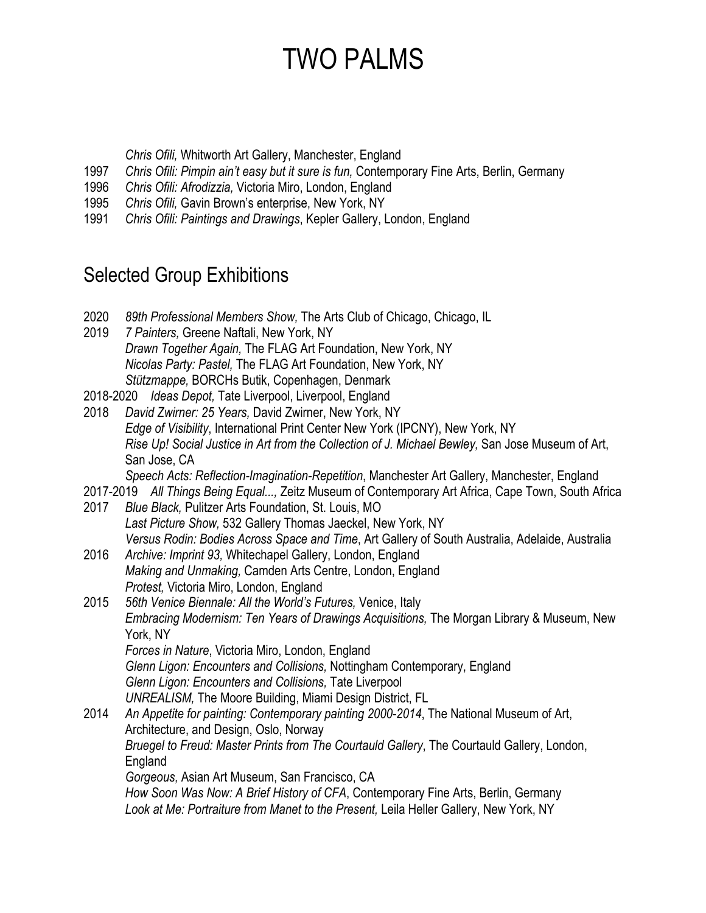*Chris Ofili,* Whitworth Art Gallery, Manchester, England

1997 *Chris Ofili: Pimpin ain't easy but it sure is fun,* Contemporary Fine Arts, Berlin, Germany

1996 *Chris Ofili: Afrodizzia,* Victoria Miro, London, England

1995 *Chris Ofili,* Gavin Brown's enterprise, New York, NY

1991 *Chris Ofili: Paintings and Drawings*, Kepler Gallery, London, England

## Selected Group Exhibitions

2020 *89th Professional Members Show,* The Arts Club of Chicago, Chicago, IL

2019 *7 Painters,* Greene Naftali, New York, NY
*Drawn Together Again,* The FLAG Art Foundation, New York, NY
*Nicolas Party: Pastel,* The FLAG Art Foundation, New York, NY
*Stützmappe,* BORCHs Butik, Copenhagen, Denmark

2018-2020 *Ideas Depot,* Tate Liverpool, Liverpool, England

2018 *David Zwirner: 25 Years,* David Zwirner, New York, NY
*Edge of Visibility*, International Print Center New York (IPCNY), New York, NY
*Rise Up! Social Justice in Art from the Collection of J. Michael Bewley,* San Jose Museum of Art, San Jose, CA
*Speech Acts: Reflection-Imagination-Repetition*, Manchester Art Gallery, Manchester, England

2017-2019 *All Things Being Equal...,* Zeitz Museum of Contemporary Art Africa, Cape Town, South Africa

2017 *Blue Black,* Pulitzer Arts Foundation, St. Louis, MO
*Last Picture Show,* 532 Gallery Thomas Jaeckel, New York, NY
*Versus Rodin: Bodies Across Space and Time*, Art Gallery of South Australia, Adelaide, Australia

2016 *Archive: Imprint 93,* Whitechapel Gallery, London, England
*Making and Unmaking,* Camden Arts Centre, London, England
*Protest,* Victoria Miro, London, England

2015 *56th Venice Biennale: All the World's Futures,* Venice, Italy
*Embracing Modernism: Ten Years of Drawings Acquisitions,* The Morgan Library & Museum, New York, NY
*Forces in Nature*, Victoria Miro, London, England
*Glenn Ligon: Encounters and Collisions,* Nottingham Contemporary, England
*Glenn Ligon: Encounters and Collisions,* Tate Liverpool
*UNREALISM,* The Moore Building, Miami Design District, FL

2014 *An Appetite for painting: Contemporary painting 2000-2014*, The National Museum of Art, Architecture, and Design, Oslo, Norway
*Bruegel to Freud: Master Prints from The Courtauld Gallery*, The Courtauld Gallery, London, England
*Gorgeous,* Asian Art Museum, San Francisco, CA
*How Soon Was Now: A Brief History of CFA*, Contemporary Fine Arts, Berlin, Germany
*Look at Me: Portraiture from Manet to the Present,* Leila Heller Gallery, New York, NY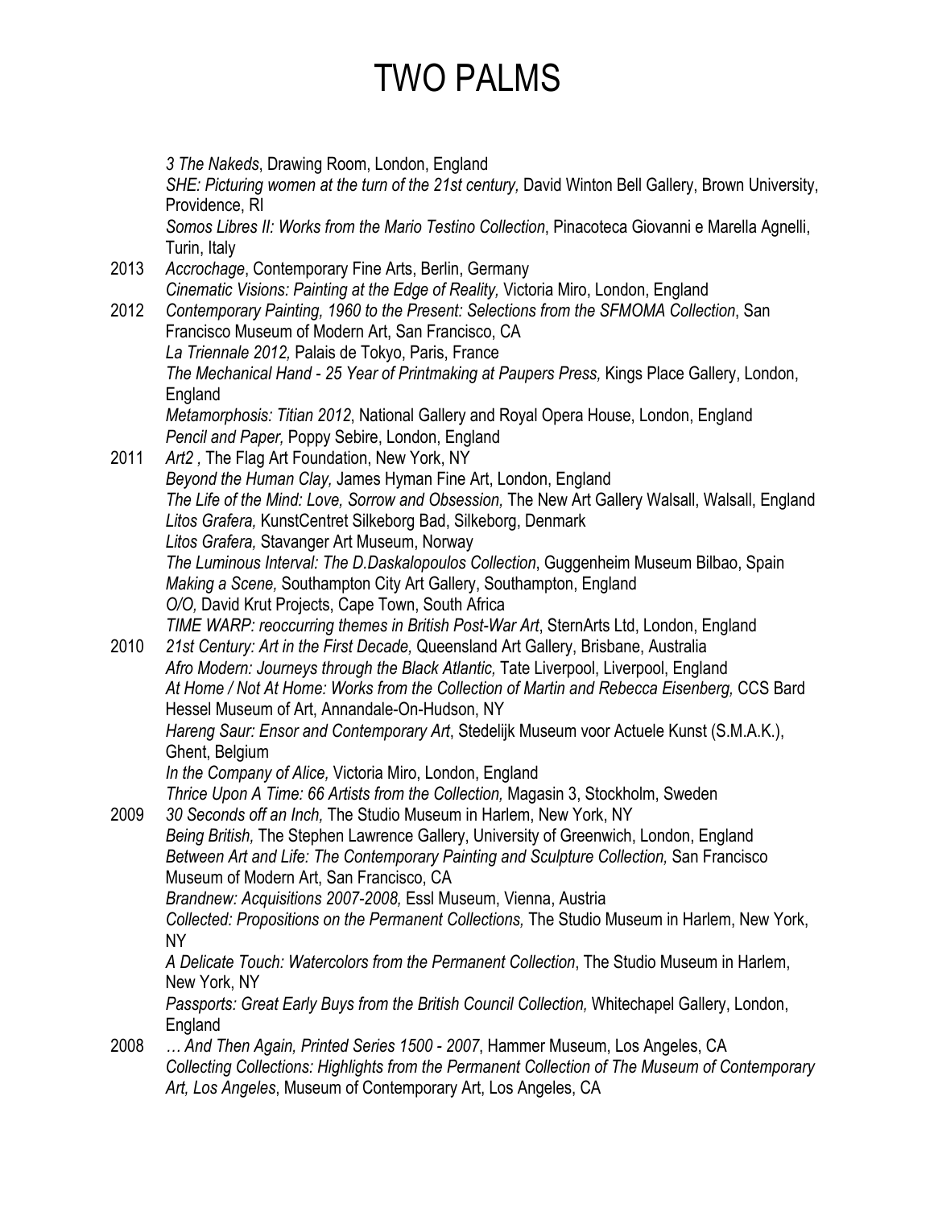*3 The Nakeds*, Drawing Room, London, England
*SHE: Picturing women at the turn of the 21st century,* David Winton Bell Gallery, Brown University, Providence, RI
*Somos Libres II: Works from the Mario Testino Collection*, Pinacoteca Giovanni e Marella Agnelli, Turin, Italy

2013 *Accrochage*, Contemporary Fine Arts, Berlin, Germany
*Cinematic Visions: Painting at the Edge of Reality,* Victoria Miro, London, England

2012 *Contemporary Painting, 1960 to the Present: Selections from the SFMOMA Collection*, San Francisco Museum of Modern Art, San Francisco, CA
*La Triennale 2012,* Palais de Tokyo, Paris, France
*The Mechanical Hand - 25 Year of Printmaking at Paupers Press,* Kings Place Gallery, London, England
*Metamorphosis: Titian 2012*, National Gallery and Royal Opera House, London, England
*Pencil and Paper,* Poppy Sebire, London, England

2011 *Art2 ,* The Flag Art Foundation, New York, NY
*Beyond the Human Clay,* James Hyman Fine Art, London, England
*The Life of the Mind: Love, Sorrow and Obsession,* The New Art Gallery Walsall, Walsall, England
*Litos Grafera,* KunstCentret Silkeborg Bad, Silkeborg, Denmark
*Litos Grafera,* Stavanger Art Museum, Norway
*The Luminous Interval: The D.Daskalopoulos Collection*, Guggenheim Museum Bilbao, Spain
*Making a Scene,* Southampton City Art Gallery, Southampton, England
*O/O,* David Krut Projects, Cape Town, South Africa
*TIME WARP: reoccurring themes in British Post-War Art*, SternArts Ltd, London, England

2010 *21st Century: Art in the First Decade,* Queensland Art Gallery, Brisbane, Australia
*Afro Modern: Journeys through the Black Atlantic,* Tate Liverpool, Liverpool, England
*At Home / Not At Home: Works from the Collection of Martin and Rebecca Eisenberg,* CCS Bard Hessel Museum of Art, Annandale-On-Hudson, NY
*Hareng Saur: Ensor and Contemporary Art*, Stedelijk Museum voor Actuele Kunst (S.M.A.K.), Ghent, Belgium
*In the Company of Alice,* Victoria Miro, London, England
*Thrice Upon A Time: 66 Artists from the Collection,* Magasin 3, Stockholm, Sweden

2009 *30 Seconds off an Inch,* The Studio Museum in Harlem, New York, NY
*Being British,* The Stephen Lawrence Gallery, University of Greenwich, London, England
*Between Art and Life: The Contemporary Painting and Sculpture Collection,* San Francisco Museum of Modern Art, San Francisco, CA
*Brandnew: Acquisitions 2007-2008,* Essl Museum, Vienna, Austria
*Collected: Propositions on the Permanent Collections,* The Studio Museum in Harlem, New York, NY
*A Delicate Touch: Watercolors from the Permanent Collection*, The Studio Museum in Harlem, New York, NY
*Passports: Great Early Buys from the British Council Collection,* Whitechapel Gallery, London, England

2008 *… And Then Again, Printed Series 1500 - 2007*, Hammer Museum, Los Angeles, CA
*Collecting Collections: Highlights from the Permanent Collection of The Museum of Contemporary Art, Los Angeles*, Museum of Contemporary Art, Los Angeles, CA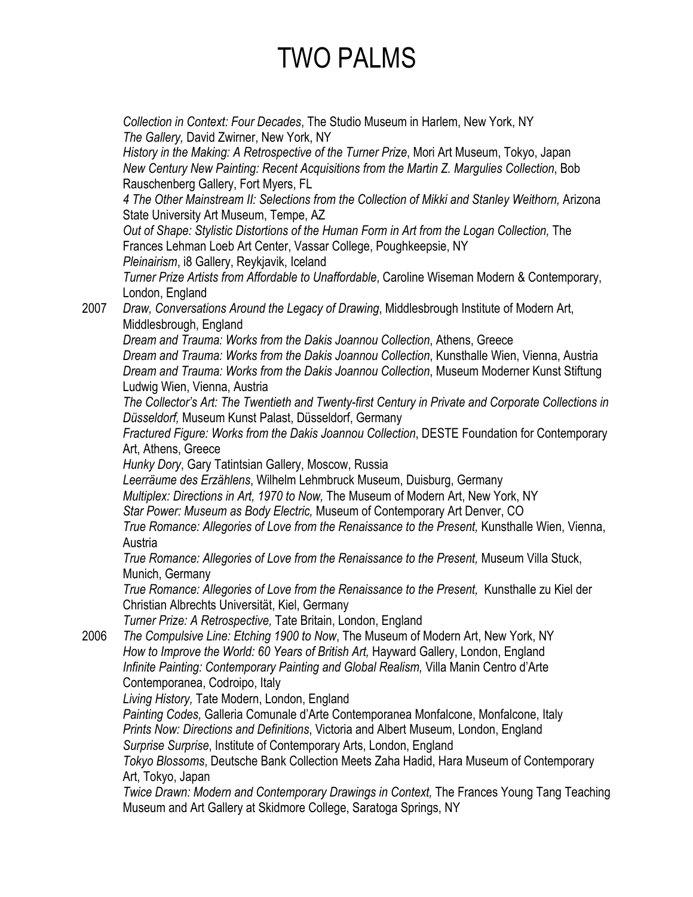*Collection in Context: Four Decades*, The Studio Museum in Harlem, New York, NY
*The Gallery,* David Zwirner, New York, NY
*History in the Making: A Retrospective of the Turner Prize*, Mori Art Museum, Tokyo, Japan
*New Century New Painting: Recent Acquisitions from the Martin Z. Margulies Collection*, Bob Rauschenberg Gallery, Fort Myers, FL
*4 The Other Mainstream II: Selections from the Collection of Mikki and Stanley Weithorn,* Arizona State University Art Museum, Tempe, AZ
*Out of Shape: Stylistic Distortions of the Human Form in Art from the Logan Collection,* The Frances Lehman Loeb Art Center, Vassar College, Poughkeepsie, NY
*Pleinairism*, i8 Gallery, Reykjavik, Iceland
*Turner Prize Artists from Affordable to Unaffordable*, Caroline Wiseman Modern & Contemporary, London, England

2007 *Draw, Conversations Around the Legacy of Drawing*, Middlesbrough Institute of Modern Art, Middlesbrough, England
*Dream and Trauma: Works from the Dakis Joannou Collection*, Athens, Greece
*Dream and Trauma: Works from the Dakis Joannou Collection*, Kunsthalle Wien, Vienna, Austria
*Dream and Trauma: Works from the Dakis Joannou Collection*, Museum Moderner Kunst Stiftung Ludwig Wien, Vienna, Austria
*The Collector's Art: The Twentieth and Twenty-first Century in Private and Corporate Collections in Düsseldorf,* Museum Kunst Palast, Düsseldorf, Germany
*Fractured Figure: Works from the Dakis Joannou Collection*, DESTE Foundation for Contemporary Art, Athens, Greece
*Hunky Dory*, Gary Tatintsian Gallery, Moscow, Russia
*Leerräume des Erzählens*, Wilhelm Lehmbruck Museum, Duisburg, Germany
*Multiplex: Directions in Art, 1970 to Now,* The Museum of Modern Art, New York, NY
*Star Power: Museum as Body Electric,* Museum of Contemporary Art Denver, CO
*True Romance: Allegories of Love from the Renaissance to the Present,* Kunsthalle Wien, Vienna, Austria
*True Romance: Allegories of Love from the Renaissance to the Present,* Museum Villa Stuck, Munich, Germany
*True Romance: Allegories of Love from the Renaissance to the Present,* Kunsthalle zu Kiel der Christian Albrechts Universität, Kiel, Germany
*Turner Prize: A Retrospective,* Tate Britain, London, England

2006 *The Compulsive Line: Etching 1900 to Now*, The Museum of Modern Art, New York, NY
*How to Improve the World: 60 Years of British Art,* Hayward Gallery, London, England
*Infinite Painting: Contemporary Painting and Global Realism,* Villa Manin Centro d'Arte Contemporanea, Codroipo, Italy
*Living History,* Tate Modern, London, England
*Painting Codes,* Galleria Comunale d'Arte Contemporanea Monfalcone, Monfalcone, Italy
*Prints Now: Directions and Definitions*, Victoria and Albert Museum, London, England
*Surprise Surprise*, Institute of Contemporary Arts, London, England
*Tokyo Blossoms*, Deutsche Bank Collection Meets Zaha Hadid, Hara Museum of Contemporary Art, Tokyo, Japan
*Twice Drawn: Modern and Contemporary Drawings in Context,* The Frances Young Tang Teaching Museum and Art Gallery at Skidmore College, Saratoga Springs, NY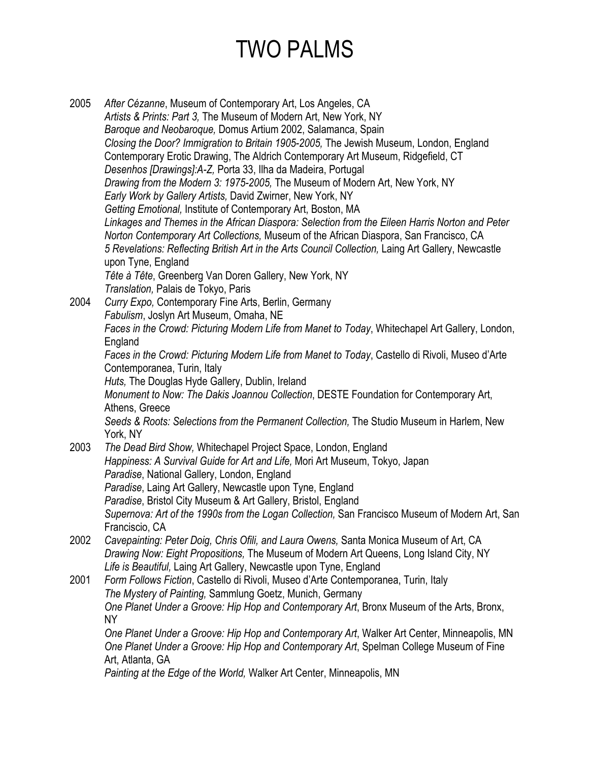2005 *After Cézanne*, Museum of Contemporary Art, Los Angeles, CA
*Artists & Prints: Part 3,* The Museum of Modern Art, New York, NY
*Baroque and Neobaroque,* Domus Artium 2002, Salamanca, Spain
*Closing the Door? Immigration to Britain 1905-2005,* The Jewish Museum, London, England
Contemporary Erotic Drawing, The Aldrich Contemporary Art Museum, Ridgefield, CT
*Desenhos [Drawings]:A-Z,* Porta 33, Ilha da Madeira, Portugal
*Drawing from the Modern 3: 1975-2005,* The Museum of Modern Art, New York, NY
*Early Work by Gallery Artists,* David Zwirner, New York, NY
*Getting Emotional,* Institute of Contemporary Art, Boston, MA
*Linkages and Themes in the African Diaspora: Selection from the Eileen Harris Norton and Peter Norton Contemporary Art Collections,* Museum of the African Diaspora, San Francisco, CA
*5 Revelations: Reflecting British Art in the Arts Council Collection,* Laing Art Gallery, Newcastle upon Tyne, England
*Tête à Tête*, Greenberg Van Doren Gallery, New York, NY
*Translation,* Palais de Tokyo, Paris

2004 *Curry Expo,* Contemporary Fine Arts, Berlin, Germany
*Fabulism*, Joslyn Art Museum, Omaha, NE
*Faces in the Crowd: Picturing Modern Life from Manet to Today*, Whitechapel Art Gallery, London, England
*Faces in the Crowd: Picturing Modern Life from Manet to Today*, Castello di Rivoli, Museo d'Arte Contemporanea, Turin, Italy
*Huts,* The Douglas Hyde Gallery, Dublin, Ireland
*Monument to Now: The Dakis Joannou Collection*, DESTE Foundation for Contemporary Art, Athens, Greece
*Seeds & Roots: Selections from the Permanent Collection,* The Studio Museum in Harlem, New York, NY

2003 *The Dead Bird Show,* Whitechapel Project Space, London, England
*Happiness: A Survival Guide for Art and Life,* Mori Art Museum, Tokyo, Japan
*Paradise*, National Gallery, London, England
*Paradise*, Laing Art Gallery, Newcastle upon Tyne, England
*Paradise*, Bristol City Museum & Art Gallery, Bristol, England
*Supernova: Art of the 1990s from the Logan Collection,* San Francisco Museum of Modern Art, San Franciscio, CA

2002 *Cavepainting: Peter Doig, Chris Ofili, and Laura Owens,* Santa Monica Museum of Art, CA
*Drawing Now: Eight Propositions,* The Museum of Modern Art Queens, Long Island City, NY
*Life is Beautiful,* Laing Art Gallery, Newcastle upon Tyne, England

2001 *Form Follows Fiction*, Castello di Rivoli, Museo d'Arte Contemporanea, Turin, Italy
*The Mystery of Painting,* Sammlung Goetz, Munich, Germany
*One Planet Under a Groove: Hip Hop and Contemporary Art*, Bronx Museum of the Arts, Bronx, NY
*One Planet Under a Groove: Hip Hop and Contemporary Art*, Walker Art Center, Minneapolis, MN
*One Planet Under a Groove: Hip Hop and Contemporary Art*, Spelman College Museum of Fine Art, Atlanta, GA
*Painting at the Edge of the World,* Walker Art Center, Minneapolis, MN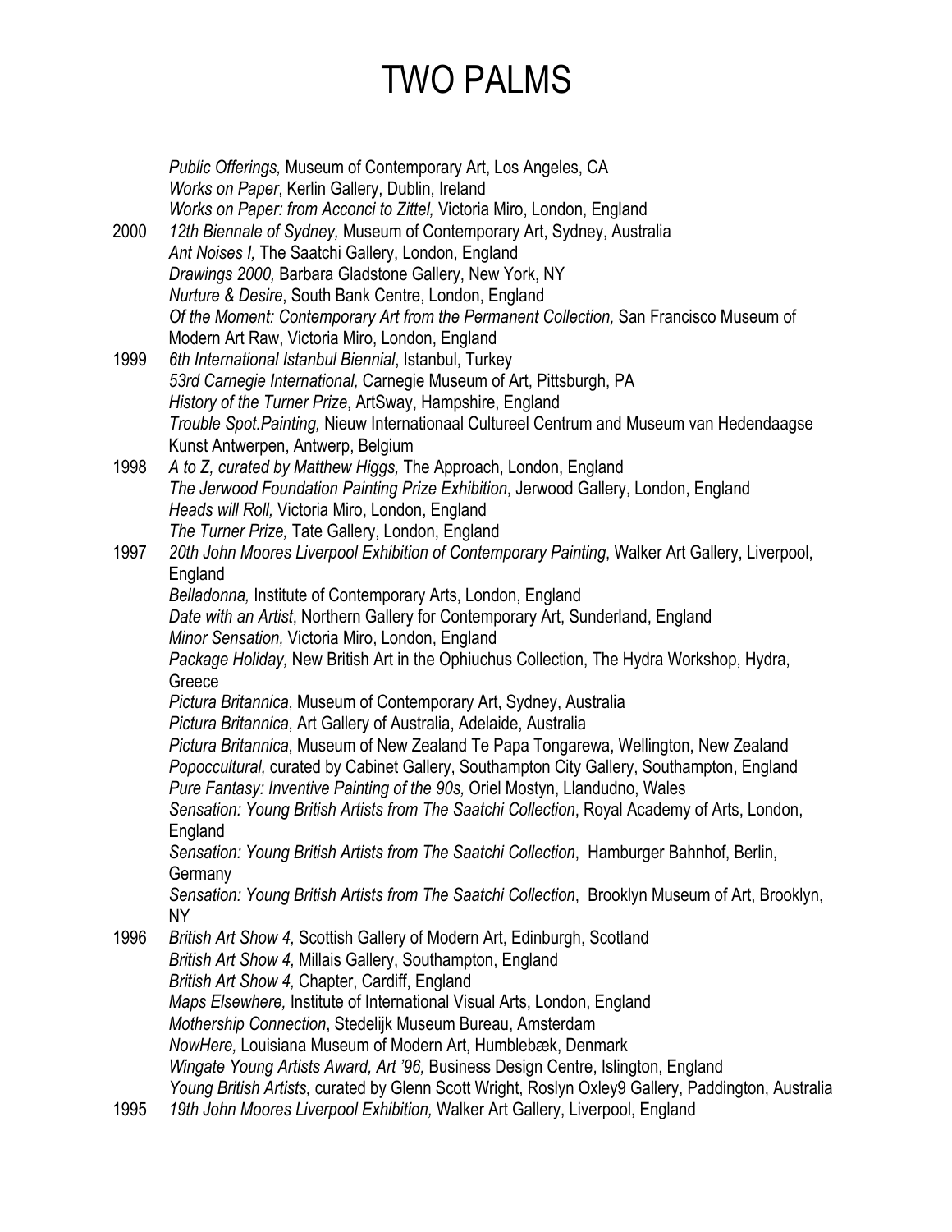# TWO PALMS

*Public Offerings,* Museum of Contemporary Art, Los Angeles, CA
*Works on Paper*, Kerlin Gallery, Dublin, Ireland
*Works on Paper: from Acconci to Zittel,* Victoria Miro, London, England

2000 *12th Biennale of Sydney,* Museum of Contemporary Art, Sydney, Australia
*Ant Noises I,* The Saatchi Gallery, London, England
*Drawings 2000,* Barbara Gladstone Gallery, New York, NY
*Nurture & Desire*, South Bank Centre, London, England
*Of the Moment: Contemporary Art from the Permanent Collection,* San Francisco Museum of Modern Art Raw, Victoria Miro, London, England

1999 *6th International Istanbul Biennial*, Istanbul, Turkey
*53rd Carnegie International,* Carnegie Museum of Art, Pittsburgh, PA
*History of the Turner Prize*, ArtSway, Hampshire, England
*Trouble Spot.Painting,* Nieuw Internationaal Cultureel Centrum and Museum van Hedendaagse Kunst Antwerpen, Antwerp, Belgium

1998 *A to Z, curated by Matthew Higgs,* The Approach, London, England
*The Jerwood Foundation Painting Prize Exhibition*, Jerwood Gallery, London, England
*Heads will Roll,* Victoria Miro, London, England
*The Turner Prize,* Tate Gallery, London, England

1997 *20th John Moores Liverpool Exhibition of Contemporary Painting*, Walker Art Gallery, Liverpool, England
*Belladonna,* Institute of Contemporary Arts, London, England
*Date with an Artist*, Northern Gallery for Contemporary Art, Sunderland, England
*Minor Sensation,* Victoria Miro, London, England
*Package Holiday,* New British Art in the Ophiuchus Collection, The Hydra Workshop, Hydra, Greece
*Pictura Britannica*, Museum of Contemporary Art, Sydney, Australia
*Pictura Britannica*, Art Gallery of Australia, Adelaide, Australia
*Pictura Britannica*, Museum of New Zealand Te Papa Tongarewa, Wellington, New Zealand
*Popoccultural,* curated by Cabinet Gallery, Southampton City Gallery, Southampton, England
*Pure Fantasy: Inventive Painting of the 90s,* Oriel Mostyn, Llandudno, Wales
*Sensation: Young British Artists from The Saatchi Collection*, Royal Academy of Arts, London, England
*Sensation: Young British Artists from The Saatchi Collection*, Hamburger Bahnhof, Berlin, Germany
*Sensation: Young British Artists from The Saatchi Collection*, Brooklyn Museum of Art, Brooklyn, NY

1996 *British Art Show 4,* Scottish Gallery of Modern Art, Edinburgh, Scotland
*British Art Show 4,* Millais Gallery, Southampton, England
*British Art Show 4,* Chapter, Cardiff, England
*Maps Elsewhere,* Institute of International Visual Arts, London, England
*Mothership Connection*, Stedelijk Museum Bureau, Amsterdam
*NowHere,* Louisiana Museum of Modern Art, Humblebæk, Denmark
*Wingate Young Artists Award, Art '96,* Business Design Centre, Islington, England
*Young British Artists,* curated by Glenn Scott Wright, Roslyn Oxley9 Gallery, Paddington, Australia

1995 *19th John Moores Liverpool Exhibition,* Walker Art Gallery, Liverpool, England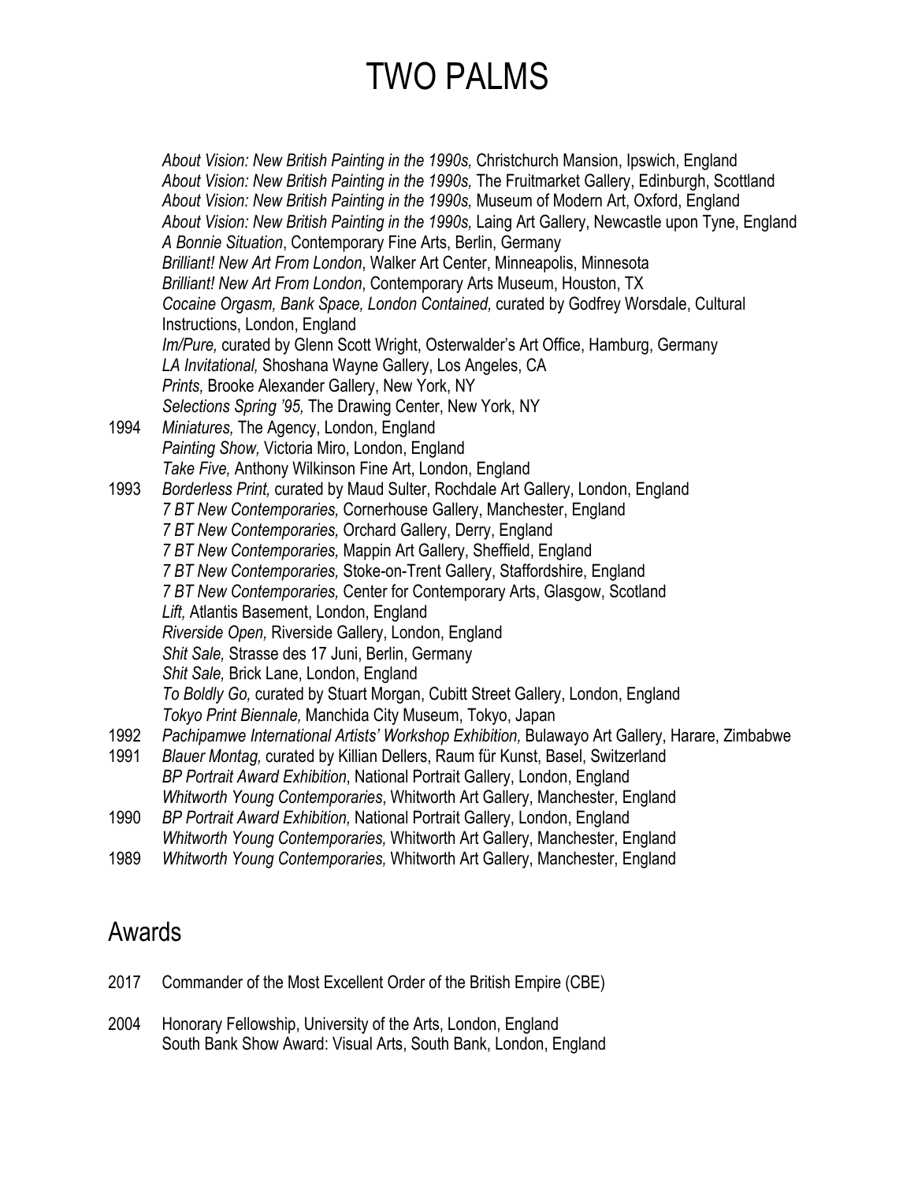*About Vision: New British Painting in the 1990s,* Christchurch Mansion, Ipswich, England
*About Vision: New British Painting in the 1990s,* The Fruitmarket Gallery, Edinburgh, Scottland
*About Vision: New British Painting in the 1990s,* Museum of Modern Art, Oxford, England
*About Vision: New British Painting in the 1990s,* Laing Art Gallery, Newcastle upon Tyne, England
*A Bonnie Situation*, Contemporary Fine Arts, Berlin, Germany
*Brilliant! New Art From London*, Walker Art Center, Minneapolis, Minnesota
*Brilliant! New Art From London*, Contemporary Arts Museum, Houston, TX
*Cocaine Orgasm, Bank Space, London Contained,* curated by Godfrey Worsdale, Cultural Instructions, London, England
*Im/Pure,* curated by Glenn Scott Wright, Osterwalder's Art Office, Hamburg, Germany
*LA Invitational,* Shoshana Wayne Gallery, Los Angeles, CA
*Prints,* Brooke Alexander Gallery, New York, NY
*Selections Spring '95,* The Drawing Center, New York, NY

1994 *Miniatures,* The Agency, London, England
*Painting Show,* Victoria Miro, London, England
*Take Five,* Anthony Wilkinson Fine Art, London, England

1993 *Borderless Print,* curated by Maud Sulter, Rochdale Art Gallery, London, England
*7 BT New Contemporaries,* Cornerhouse Gallery, Manchester, England
*7 BT New Contemporaries,* Orchard Gallery, Derry, England
*7 BT New Contemporaries,* Mappin Art Gallery, Sheffield, England
*7 BT New Contemporaries,* Stoke-on-Trent Gallery, Staffordshire, England
*7 BT New Contemporaries,* Center for Contemporary Arts, Glasgow, Scotland
*Lift,* Atlantis Basement, London, England
*Riverside Open,* Riverside Gallery, London, England
*Shit Sale,* Strasse des 17 Juni, Berlin, Germany
*Shit Sale,* Brick Lane, London, England
*To Boldly Go,* curated by Stuart Morgan, Cubitt Street Gallery, London, England
*Tokyo Print Biennale,* Manchida City Museum, Tokyo, Japan

1992 *Pachipamwe International Artists' Workshop Exhibition,* Bulawayo Art Gallery, Harare, Zimbabwe

1991 *Blauer Montag,* curated by Killian Dellers, Raum für Kunst, Basel, Switzerland
*BP Portrait Award Exhibition*, National Portrait Gallery, London, England
*Whitworth Young Contemporaries*, Whitworth Art Gallery, Manchester, England

1990 *BP Portrait Award Exhibition,* National Portrait Gallery, London, England
*Whitworth Young Contemporaries,* Whitworth Art Gallery, Manchester, England

1989 *Whitworth Young Contemporaries,* Whitworth Art Gallery, Manchester, England

## Awards

2017 Commander of the Most Excellent Order of the British Empire (CBE)

2004 Honorary Fellowship, University of the Arts, London, England
South Bank Show Award: Visual Arts, South Bank, London, England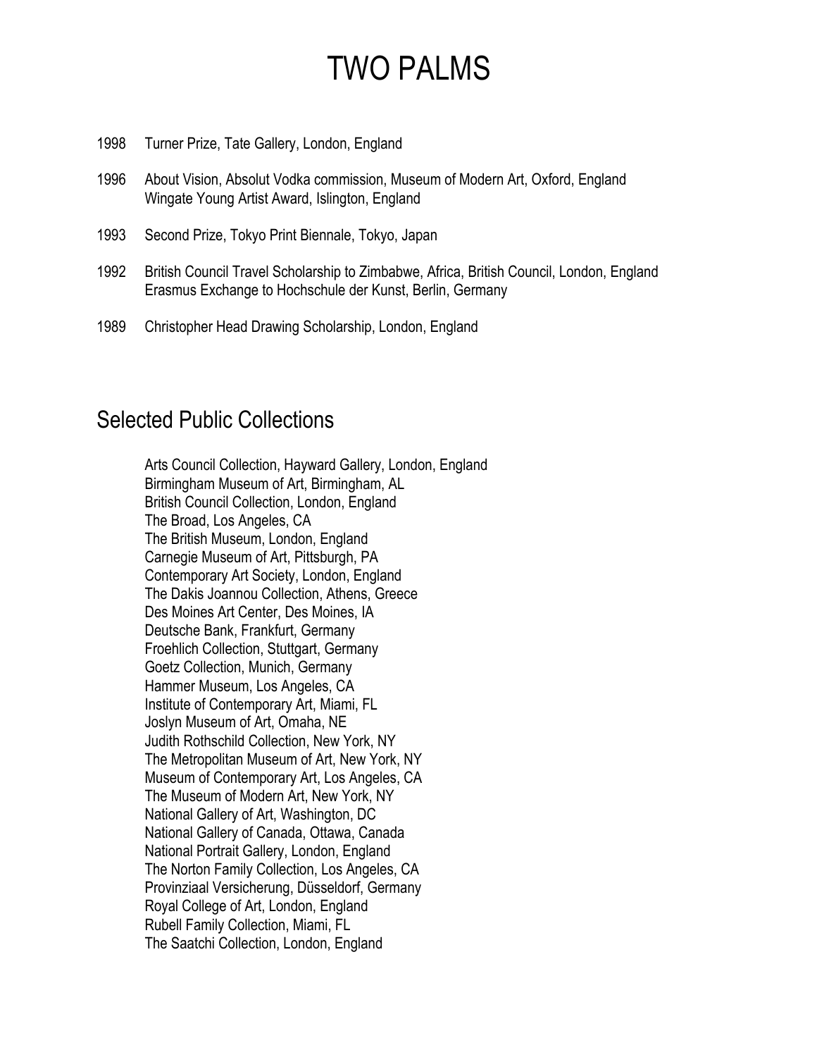1998 Turner Prize, Tate Gallery, London, England

1996 About Vision, Absolut Vodka commission, Museum of Modern Art, Oxford, England
Wingate Young Artist Award, Islington, England

1993 Second Prize, Tokyo Print Biennale, Tokyo, Japan

1992 British Council Travel Scholarship to Zimbabwe, Africa, British Council, London, England
Erasmus Exchange to Hochschule der Kunst, Berlin, Germany

1989 Christopher Head Drawing Scholarship, London, England

## Selected Public Collections

Arts Council Collection, Hayward Gallery, London, England
Birmingham Museum of Art, Birmingham, AL
British Council Collection, London, England
The Broad, Los Angeles, CA
The British Museum, London, England
Carnegie Museum of Art, Pittsburgh, PA
Contemporary Art Society, London, England
The Dakis Joannou Collection, Athens, Greece
Des Moines Art Center, Des Moines, IA
Deutsche Bank, Frankfurt, Germany
Froehlich Collection, Stuttgart, Germany
Goetz Collection, Munich, Germany
Hammer Museum, Los Angeles, CA
Institute of Contemporary Art, Miami, FL
Joslyn Museum of Art, Omaha, NE
Judith Rothschild Collection, New York, NY
The Metropolitan Museum of Art, New York, NY
Museum of Contemporary Art, Los Angeles, CA
The Museum of Modern Art, New York, NY
National Gallery of Art, Washington, DC
National Gallery of Canada, Ottawa, Canada
National Portrait Gallery, London, England
The Norton Family Collection, Los Angeles, CA
Provinziaal Versicherung, Düsseldorf, Germany
Royal College of Art, London, England
Rubell Family Collection, Miami, FL
The Saatchi Collection, London, England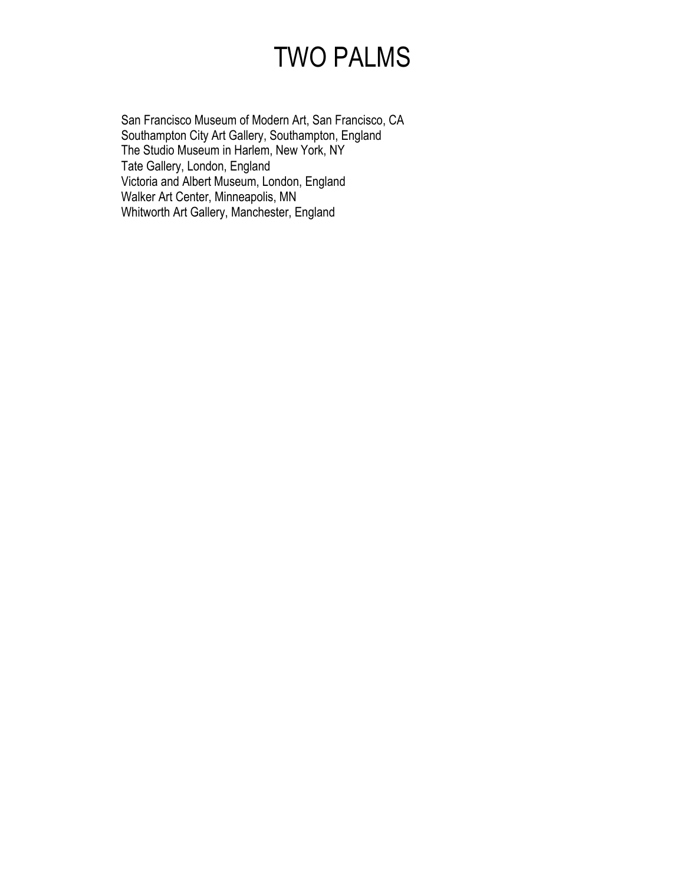San Francisco Museum of Modern Art, San Francisco, CA
Southampton City Art Gallery, Southampton, England
The Studio Museum in Harlem, New York, NY
Tate Gallery, London, England
Victoria and Albert Museum, London, England
Walker Art Center, Minneapolis, MN
Whitworth Art Gallery, Manchester, England